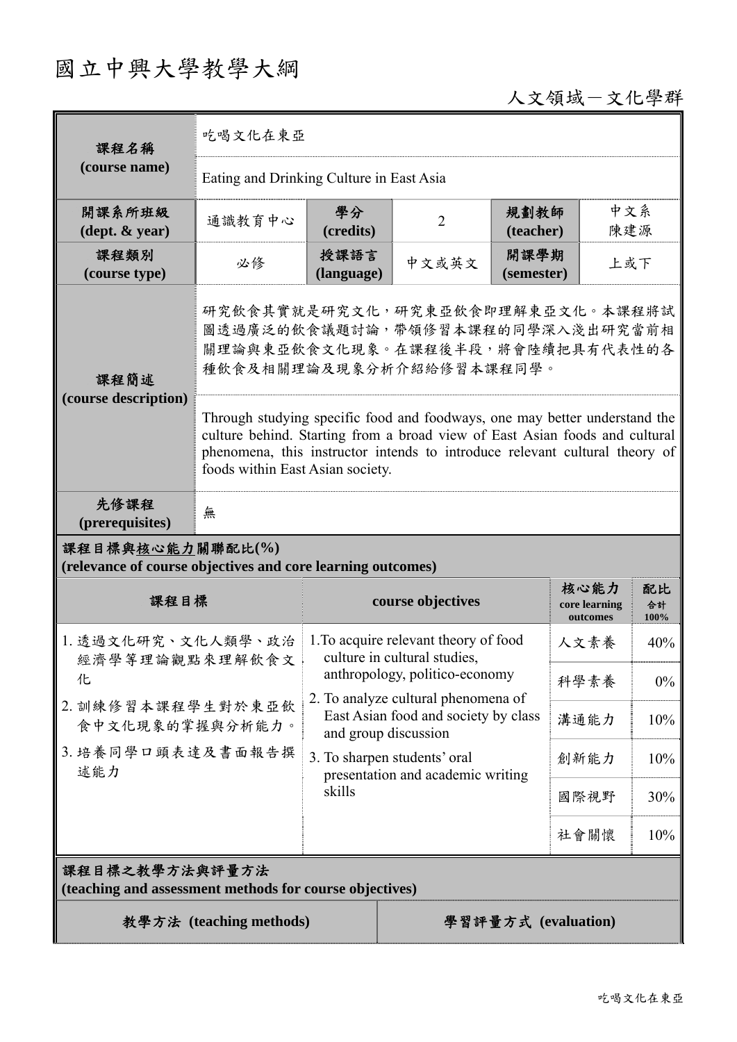# 國立中興大學教學大綱

人文領域－文化學群

| 課程名稱 (course name) | 吃喝文化在東亞 | | | | |
|---|---|---|---|---|---|
| | Eating and Drinking Culture in East Asia | | | | |
| 開課系所班級 (dept. & year) | 通識教育中心 | 學分 (credits) | 2 | 規劃教師 (teacher) | 中文系 陳建源 |
| 課程類別 (course type) | 必修 | 授課語言 (language) | 中文或英文 | 開課學期 (semester) | 上或下 |
| 課程簡述 (course description) | 研究飲食其實就是研究文化，研究東亞飲食即理解東亞文化。本課程將試圖透過廣泛的飲食議題討論，帶領修習本課程的同學深入淺出研究當前相關理論與東亞飲食文化現象。在課程後半段，將會陸續把具有代表性的各種飲食及相關理論及現象分析介紹給修習本課程同學。 | | | | |
| | Through studying specific food and foodways, one may better understand the culture behind. Starting from a broad view of East Asian foods and cultural phenomena, this instructor intends to introduce relevant cultural theory of foods within East Asian society. | | | | |
| 先修課程 (prerequisites) | 無 | | | | |

**課程目標與核心能力關聯配比(%)**
**(relevance of course objectives and core learning outcomes)**

| 課程目標 | course objectives | 核心能力 core learning outcomes | 配比 合計 100% |
|---|---|---|---|
| 1. 透過文化研究、文化人類學、政治經濟學等理論觀點來理解飲食文化<br>2. 訓練修習本課程學生對於東亞飲食中文化現象的掌握與分析能力。<br>3. 培養同學口頭表達及書面報告撰述能力 | 1.To acquire relevant theory of food culture in cultural studies, anthropology, politico-economy<br>2. To analyze cultural phenomena of East Asian food and society by class and group discussion<br>3. To sharpen students' oral presentation and academic writing skills | 人文素養 | 40% |
| | | 科學素養 | 0% |
| | | 溝通能力 | 10% |
| | | 創新能力 | 10% |
| | | 國際視野 | 30% |
| | | 社會關懷 | 10% |

**課程目標之教學方法與評量方法**
**(teaching and assessment methods for course objectives)**

| 教學方法 (teaching methods) | 學習評量方式 (evaluation) |
|---|---|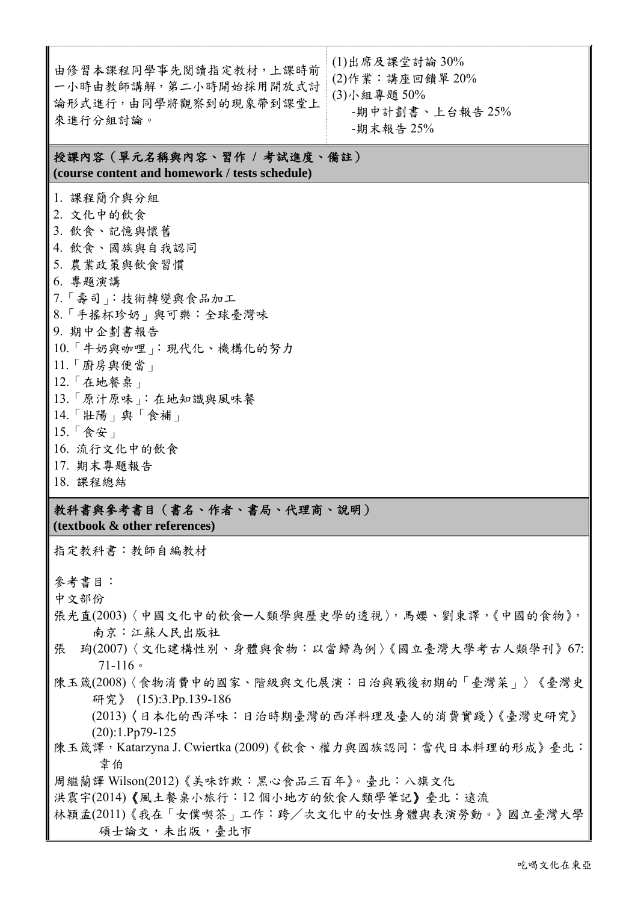| 由修習本課程同學事先閱讀指定教材，上課時前一小時由教師講解，第二小時開始採用開放式討論形式進行，由同學將觀察到的現象帶到課堂上來進行分組討論。 | (1)出席及課堂討論 30%<br>(2)作業：講座回饋單 20%<br>(3)小組專題 50%<br>-期中計劃書、上台報告 25%<br>-期末報告 25% |
| --- | --- |

## 授課內容（單元名稱與內容、習作 / 考試進度、備註）
**(course content and homework / tests schedule)**

1. 課程簡介與分組
2. 文化中的飲食
3. 飲食、記憶與懷舊
4. 飲食、國族與自我認同
5. 農業政策與飲食習慣
6. 專題演講
7. 「壽司」：技術轉變與食品加工
8. 「手搖杯珍奶」與可樂：全球臺灣味
9. 期中企劃書報告
10. 「牛奶與咖哩」：現代化、機構化的努力
11. 「廚房與便當」
12. 「在地餐桌」
13. 「原汁原味」：在地知識與風味餐
14. 「壯陽」與「食補」
15. 「食安」
16. 流行文化中的飲食
17. 期末專題報告
18. 課程總結

## 教科書與參考書目（書名、作者、書局、代理商、說明）
**(textbook & other references)**

指定教科書：教師自編教材

參考書目：

中文部份

張光直(2003)〈中國文化中的飲食—人類學與歷史學的透視〉，馬嬰、劉東譯，《中國的食物》，南京：江蘇人民出版社

張　珣(2007)〈文化建構性別、身體與食物：以當歸為例〉《國立臺灣大學考古人類學刊》67: 71-116。

陳玉箴(2008)〈食物消費中的國家、階級與文化展演：日治與戰後初期的「臺灣菜」〉《臺灣史研究》 (15):3.Pp.139-186

(2013)〈日本化的西洋味：日治時期臺灣的西洋料理及臺人的消費實踐〉《臺灣史研究》(20):1.Pp79-125

陳玉箴譯，Katarzyna J. Cwiertka (2009)《飲食、權力與國族認同：當代日本料理的形成》臺北：韋伯

周繼蘭譯 Wilson(2012)《美味詐欺：黑心食品三百年》。臺北：八旗文化

洪震宇(2014)《風土餐桌小旅行：12 個小地方的飲食人類學筆記》臺北：遠流

林穎孟(2011)《我在「女僕喫茶」工作：跨／次文化中的女性身體與表演勞動。》國立臺灣大學碩士論文，未出版，臺北市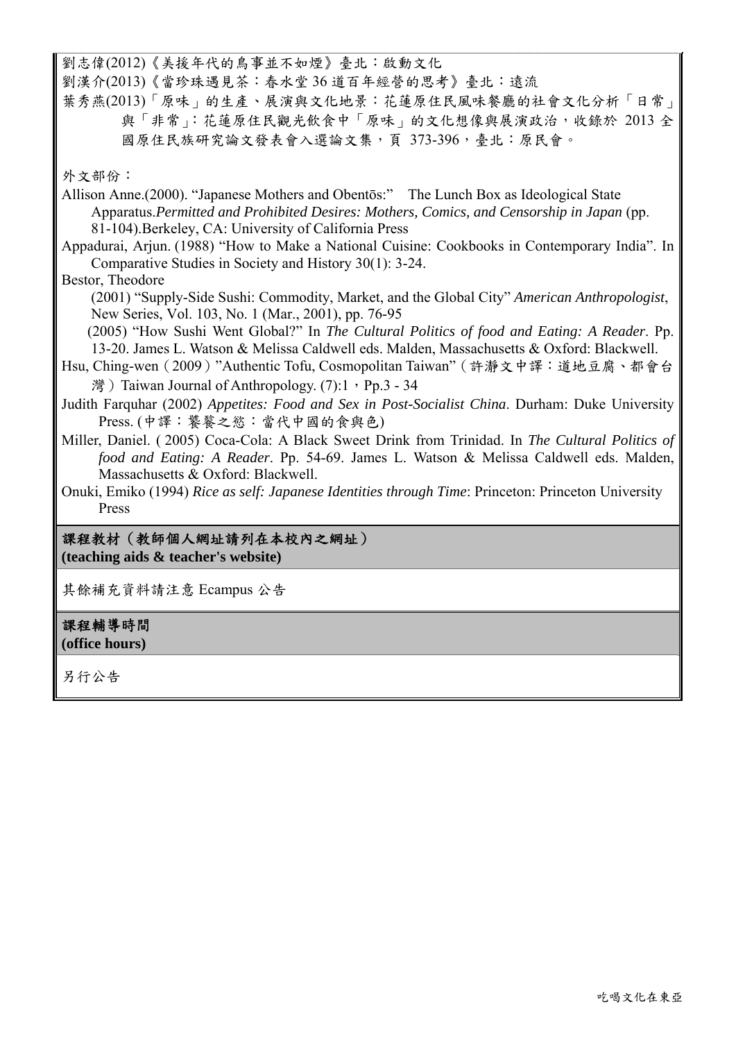劉志偉(2012)《美援年代的鳥事並不如煙》臺北：啟動文化

劉漢介(2013)《當珍珠遇見茶：春水堂 36 道百年經營的思考》臺北：遠流

葉秀燕(2013)「原味」的生產、展演與文化地景：花蓮原住民風味餐廳的社會文化分析「日常」與「非常」：花蓮原住民觀光飲食中「原味」的文化想像與展演政治，收錄於 2013 全國原住民族研究論文發表會入選論文集，頁 373-396，臺北：原民會。

外文部份：

Allison Anne.(2000). "Japanese Mothers and Obentōs:" The Lunch Box as Ideological State Apparatus.*Permitted and Prohibited Desires: Mothers, Comics, and Censorship in Japan* (pp. 81-104).Berkeley, CA: University of California Press

Appadurai, Arjun. (1988) "How to Make a National Cuisine: Cookbooks in Contemporary India". In Comparative Studies in Society and History 30(1): 3-24.

Bestor, Theodore

(2001) "Supply-Side Sushi: Commodity, Market, and the Global City" *American Anthropologist*, New Series, Vol. 103, No. 1 (Mar., 2001), pp. 76-95

(2005) "How Sushi Went Global?" In *The Cultural Politics of food and Eating: A Reader*. Pp. 13-20. James L. Watson & Melissa Caldwell eds. Malden, Massachusetts & Oxford: Blackwell.

Hsu, Ching-wen（2009）"Authentic Tofu, Cosmopolitan Taiwan"（許瀞文中譯：道地豆腐、都會台灣）Taiwan Journal of Anthropology. (7):1，Pp.3 - 34

Judith Farquhar (2002) *Appetites: Food and Sex in Post-Socialist China*. Durham: Duke University Press. (中譯：饕餮之慾：當代中國的食與色)

Miller, Daniel. ( 2005) Coca-Cola: A Black Sweet Drink from Trinidad. In *The Cultural Politics of food and Eating: A Reader*. Pp. 54-69. James L. Watson & Melissa Caldwell eds. Malden, Massachusetts & Oxford: Blackwell.

Onuki, Emiko (1994) *Rice as self: Japanese Identities through Time*: Princeton: Princeton University Press

**課程教材（教師個人網址請列在本校內之網址）**
**(teaching aids & teacher's website)**

其餘補充資料請注意 Ecampus 公告

**課程輔導時間**
**(office hours)**

另行公告